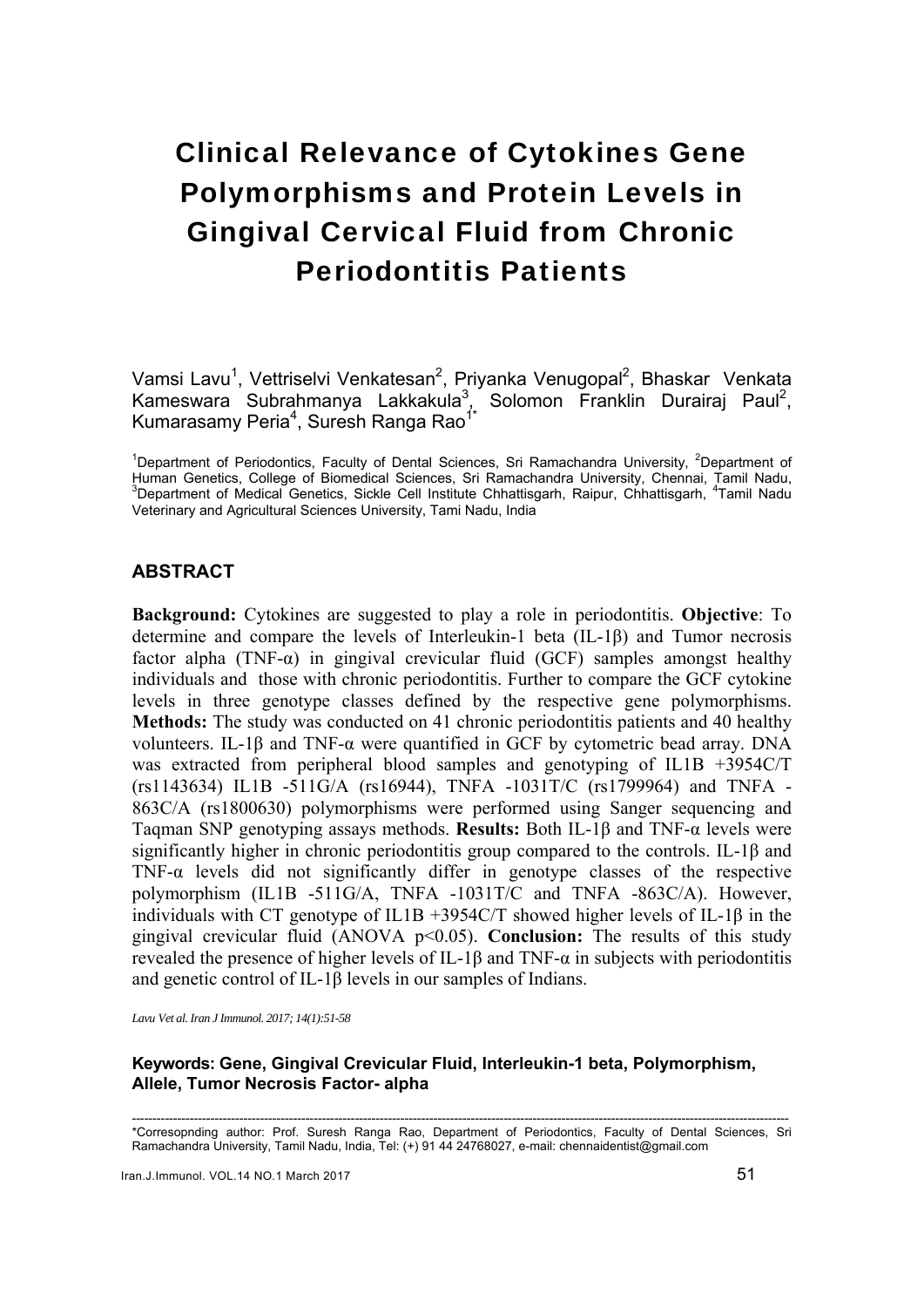# Clinical Relevance of Cytokines Gene Polymorphisms and Protein Levels in Gingival Cervical Fluid from Chronic Periodontitis Patients

Vamsi Lavu[1], Vettriselvi Venkatesan[2], Priyanka Venugopal[2], Bhaskar Venkata Kameswara Subrahmanya Lakkakula[3], Solomon Franklin Durairaj Paul[2], Kumarasamy Peria[4], Suresh Ranga Rao[1*]

[1]Department of Periodontics, Faculty of Dental Sciences, Sri Ramachandra University, [2]Department of Human Genetics, College of Biomedical Sciences, Sri Ramachandra University, Chennai, Tamil Nadu, [3]Department of Medical Genetics, Sickle Cell Institute Chhattisgarh, Raipur, Chhattisgarh, [4]Tamil Nadu Veterinary and Agricultural Sciences University, Tami Nadu, India

## ABSTRACT

**Background:** Cytokines are suggested to play a role in periodontitis. **Objective**: To determine and compare the levels of Interleukin-1 beta (IL-1β) and Tumor necrosis factor alpha (TNF-α) in gingival crevicular fluid (GCF) samples amongst healthy individuals and those with chronic periodontitis. Further to compare the GCF cytokine levels in three genotype classes defined by the respective gene polymorphisms. **Methods:** The study was conducted on 41 chronic periodontitis patients and 40 healthy volunteers. IL-1β and TNF-α were quantified in GCF by cytometric bead array. DNA was extracted from peripheral blood samples and genotyping of IL1B +3954C/T (rs1143634) IL1B -511G/A (rs16944), TNFA -1031T/C (rs1799964) and TNFA -863C/A (rs1800630) polymorphisms were performed using Sanger sequencing and Taqman SNP genotyping assays methods. **Results:** Both IL-1β and TNF-α levels were significantly higher in chronic periodontitis group compared to the controls. IL-1β and TNF-α levels did not significantly differ in genotype classes of the respective polymorphism (IL1B -511G/A, TNFA -1031T/C and TNFA -863C/A). However, individuals with CT genotype of IL1B +3954C/T showed higher levels of IL-1β in the gingival crevicular fluid (ANOVA $p<0.05$). **Conclusion:** The results of this study revealed the presence of higher levels of IL-1β and TNF-α in subjects with periodontitis and genetic control of IL-1β levels in our samples of Indians.

*Lavu Vet al. Iran J Immunol. 2017; 14(1):51-58*

**Keywords: Gene, Gingival Crevicular Fluid, Interleukin-1 beta, Polymorphism, Allele, Tumor Necrosis Factor- alpha**

---

*Corresopnding author: Prof. Suresh Ranga Rao, Department of Periodontics, Faculty of Dental Sciences, Sri Ramachandra University, Tamil Nadu, India, Tel: (+) 91 44 24768027, e-mail: chennaidentist@gmail.com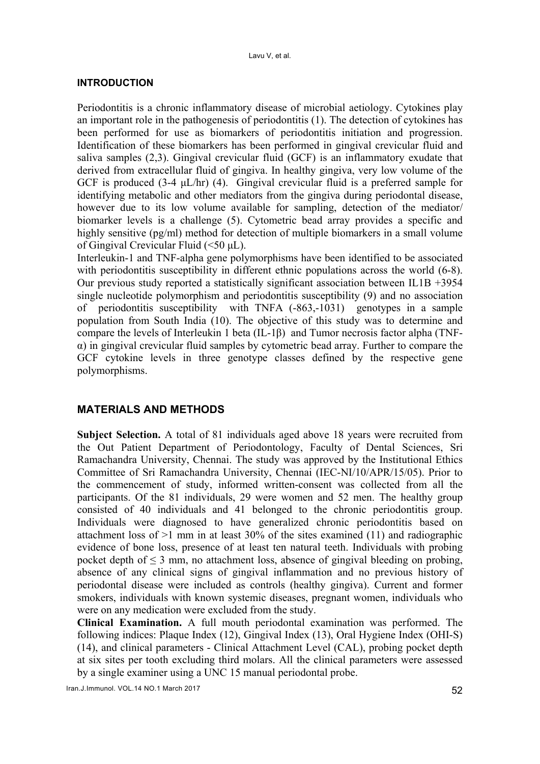## INTRODUCTION

Periodontitis is a chronic inflammatory disease of microbial aetiology. Cytokines play an important role in the pathogenesis of periodontitis (1). The detection of cytokines has been performed for use as biomarkers of periodontitis initiation and progression. Identification of these biomarkers has been performed in gingival crevicular fluid and saliva samples (2,3). Gingival crevicular fluid (GCF) is an inflammatory exudate that derived from extracellular fluid of gingiva. In healthy gingiva, very low volume of the GCF is produced (3-4 µL/hr) (4). Gingival crevicular fluid is a preferred sample for identifying metabolic and other mediators from the gingiva during periodontal disease, however due to its low volume available for sampling, detection of the mediator/ biomarker levels is a challenge (5). Cytometric bead array provides a specific and highly sensitive (pg/ml) method for detection of multiple biomarkers in a small volume of Gingival Crevicular Fluid (<50 µL).

Interleukin-1 and TNF-alpha gene polymorphisms have been identified to be associated with periodontitis susceptibility in different ethnic populations across the world (6-8). Our previous study reported a statistically significant association between IL1B +3954 single nucleotide polymorphism and periodontitis susceptibility (9) and no association of periodontitis susceptibility with TNFA (-863,-1031) genotypes in a sample population from South India (10). The objective of this study was to determine and compare the levels of Interleukin 1 beta (IL-1β) and Tumor necrosis factor alpha (TNF-α) in gingival crevicular fluid samples by cytometric bead array. Further to compare the GCF cytokine levels in three genotype classes defined by the respective gene polymorphisms.

## MATERIALS AND METHODS

**Subject Selection.** A total of 81 individuals aged above 18 years were recruited from the Out Patient Department of Periodontology, Faculty of Dental Sciences, Sri Ramachandra University, Chennai. The study was approved by the Institutional Ethics Committee of Sri Ramachandra University, Chennai (IEC-NI/10/APR/15/05). Prior to the commencement of study, informed written-consent was collected from all the participants. Of the 81 individuals, 29 were women and 52 men. The healthy group consisted of 40 individuals and 41 belonged to the chronic periodontitis group. Individuals were diagnosed to have generalized chronic periodontitis based on attachment loss of >1 mm in at least 30% of the sites examined (11) and radiographic evidence of bone loss, presence of at least ten natural teeth. Individuals with probing pocket depth of ≤ 3 mm, no attachment loss, absence of gingival bleeding on probing, absence of any clinical signs of gingival inflammation and no previous history of periodontal disease were included as controls (healthy gingiva). Current and former smokers, individuals with known systemic diseases, pregnant women, individuals who were on any medication were excluded from the study.

**Clinical Examination.** A full mouth periodontal examination was performed. The following indices: Plaque Index (12), Gingival Index (13), Oral Hygiene Index (OHI-S) (14), and clinical parameters - Clinical Attachment Level (CAL), probing pocket depth at six sites per tooth excluding third molars. All the clinical parameters were assessed by a single examiner using a UNC 15 manual periodontal probe.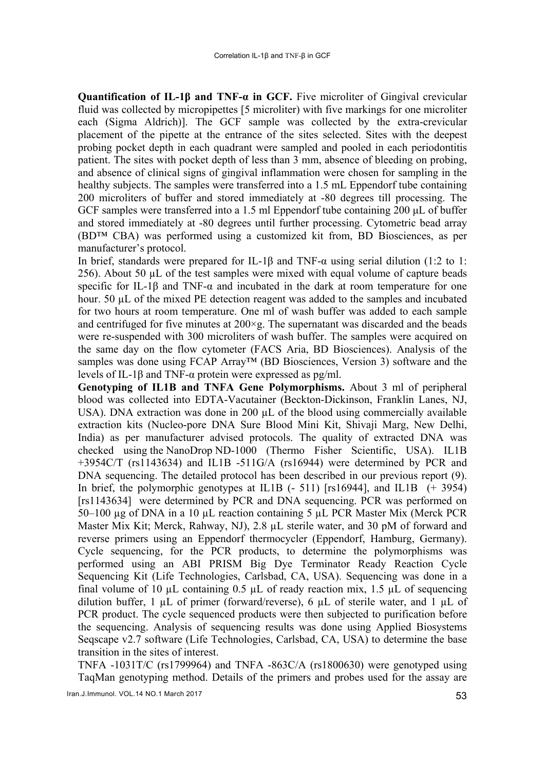**Quantification of IL-1β and TNF-α in GCF.** Five microliter of Gingival crevicular fluid was collected by micropipettes [5 microliter) with five markings for one microliter each (Sigma Aldrich)]. The GCF sample was collected by the extra-crevicular placement of the pipette at the entrance of the sites selected. Sites with the deepest probing pocket depth in each quadrant were sampled and pooled in each periodontitis patient. The sites with pocket depth of less than 3 mm, absence of bleeding on probing, and absence of clinical signs of gingival inflammation were chosen for sampling in the healthy subjects. The samples were transferred into a 1.5 mL Eppendorf tube containing 200 microliters of buffer and stored immediately at -80 degrees till processing. The GCF samples were transferred into a 1.5 ml Eppendorf tube containing 200 µL of buffer and stored immediately at -80 degrees until further processing. Cytometric bead array (BD™ CBA) was performed using a customized kit from, BD Biosciences, as per manufacturer's protocol.

In brief, standards were prepared for IL-1β and TNF-α using serial dilution (1:2 to 1: 256). About 50 µL of the test samples were mixed with equal volume of capture beads specific for IL-1β and TNF-α and incubated in the dark at room temperature for one hour. 50 µL of the mixed PE detection reagent was added to the samples and incubated for two hours at room temperature. One ml of wash buffer was added to each sample and centrifuged for five minutes at 200×g. The supernatant was discarded and the beads were re-suspended with 300 microliters of wash buffer. The samples were acquired on the same day on the flow cytometer (FACS Aria, BD Biosciences). Analysis of the samples was done using FCAP Array™ (BD Biosciences, Version 3) software and the levels of IL-1β and TNF-α protein were expressed as pg/ml.

**Genotyping of IL1B and TNFA Gene Polymorphisms.** About 3 ml of peripheral blood was collected into EDTA-Vacutainer (Beckton-Dickinson, Franklin Lanes, NJ, USA). DNA extraction was done in 200 µL of the blood using commercially available extraction kits (Nucleo-pore DNA Sure Blood Mini Kit, Shivaji Marg, New Delhi, India) as per manufacturer advised protocols. The quality of extracted DNA was checked using the NanoDrop ND-1000 (Thermo Fisher Scientific, USA). IL1B +3954C/T (rs1143634) and IL1B -511G/A (rs16944) were determined by PCR and DNA sequencing. The detailed protocol has been described in our previous report (9). In brief, the polymorphic genotypes at IL1B (- 511) [rs16944], and IL1B (+ 3954) [rs1143634] were determined by PCR and DNA sequencing. PCR was performed on 50–100 µg of DNA in a 10 µL reaction containing 5 µL PCR Master Mix (Merck PCR Master Mix Kit; Merck, Rahway, NJ), 2.8 µL sterile water, and 30 pM of forward and reverse primers using an Eppendorf thermocycler (Eppendorf, Hamburg, Germany). Cycle sequencing, for the PCR products, to determine the polymorphisms was performed using an ABI PRISM Big Dye Terminator Ready Reaction Cycle Sequencing Kit (Life Technologies, Carlsbad, CA, USA). Sequencing was done in a final volume of 10 µL containing 0.5 µL of ready reaction mix, 1.5 µL of sequencing dilution buffer, 1 µL of primer (forward/reverse), 6 µL of sterile water, and 1 µL of PCR product. The cycle sequenced products were then subjected to purification before the sequencing. Analysis of sequencing results was done using Applied Biosystems Seqscape v2.7 software (Life Technologies, Carlsbad, CA, USA) to determine the base transition in the sites of interest.

TNFA -1031T/C (rs1799964) and TNFA -863C/A (rs1800630) were genotyped using TaqMan genotyping method. Details of the primers and probes used for the assay are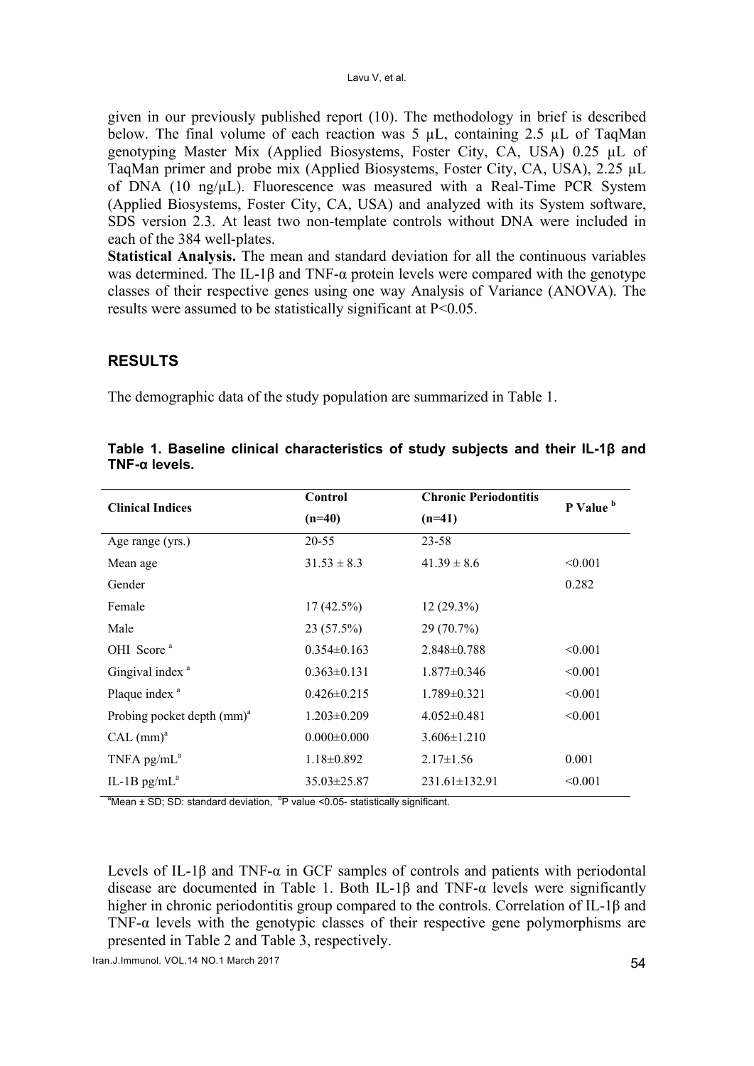given in our previously published report (10). The methodology in brief is described below. The final volume of each reaction was 5 µL, containing 2.5 µL of TaqMan genotyping Master Mix (Applied Biosystems, Foster City, CA, USA) 0.25 µL of TaqMan primer and probe mix (Applied Biosystems, Foster City, CA, USA), 2.25 µL of DNA (10 ng/µL). Fluorescence was measured with a Real-Time PCR System (Applied Biosystems, Foster City, CA, USA) and analyzed with its System software, SDS version 2.3. At least two non-template controls without DNA were included in each of the 384 well-plates.

**Statistical Analysis.** The mean and standard deviation for all the continuous variables was determined. The IL-1β and TNF-α protein levels were compared with the genotype classes of their respective genes using one way Analysis of Variance (ANOVA). The results were assumed to be statistically significant at $P<0.05$.

## RESULTS

The demographic data of the study population are summarized in Table 1.

**Table 1. Baseline clinical characteristics of study subjects and their IL-1β and TNF-α levels.**

| Clinical Indices | Control (n=40) | Chronic Periodontitis (n=41) | P Value [b] |
|---|---|---|---|
| Age range (yrs.) | 20-55 | 23-58 | |
| Mean age | 31.53 ± 8.3 | 41.39 ± 8.6 | <0.001 |
| Gender | | | 0.282 |
| Female | 17 (42.5%) | 12 (29.3%) | |
| Male | 23 (57.5%) | 29 (70.7%) | |
| OHI Score [a] | 0.354±0.163 | 2.848±0.788 | <0.001 |
| Gingival index [a] | 0.363±0.131 | 1.877±0.346 | <0.001 |
| Plaque index [a] | 0.426±0.215 | 1.789±0.321 | <0.001 |
| Probing pocket depth (mm)[a] | 1.203±0.209 | 4.052±0.481 | <0.001 |
| CAL (mm)[a] | 0.000±0.000 | 3.606±1.210 | |
| TNFA pg/mL[a] | 1.18±0.892 | 2.17±1.56 | 0.001 |
| IL-1B pg/mL[a] | 35.03±25.87 | 231.61±132.91 | <0.001 |

[a]Mean ± SD; SD: standard deviation, [b]P value <0.05- statistically significant.

Levels of IL-1β and TNF-α in GCF samples of controls and patients with periodontal disease are documented in Table 1. Both IL-1β and TNF-α levels were significantly higher in chronic periodontitis group compared to the controls. Correlation of IL-1β and TNF-α levels with the genotypic classes of their respective gene polymorphisms are presented in Table 2 and Table 3, respectively.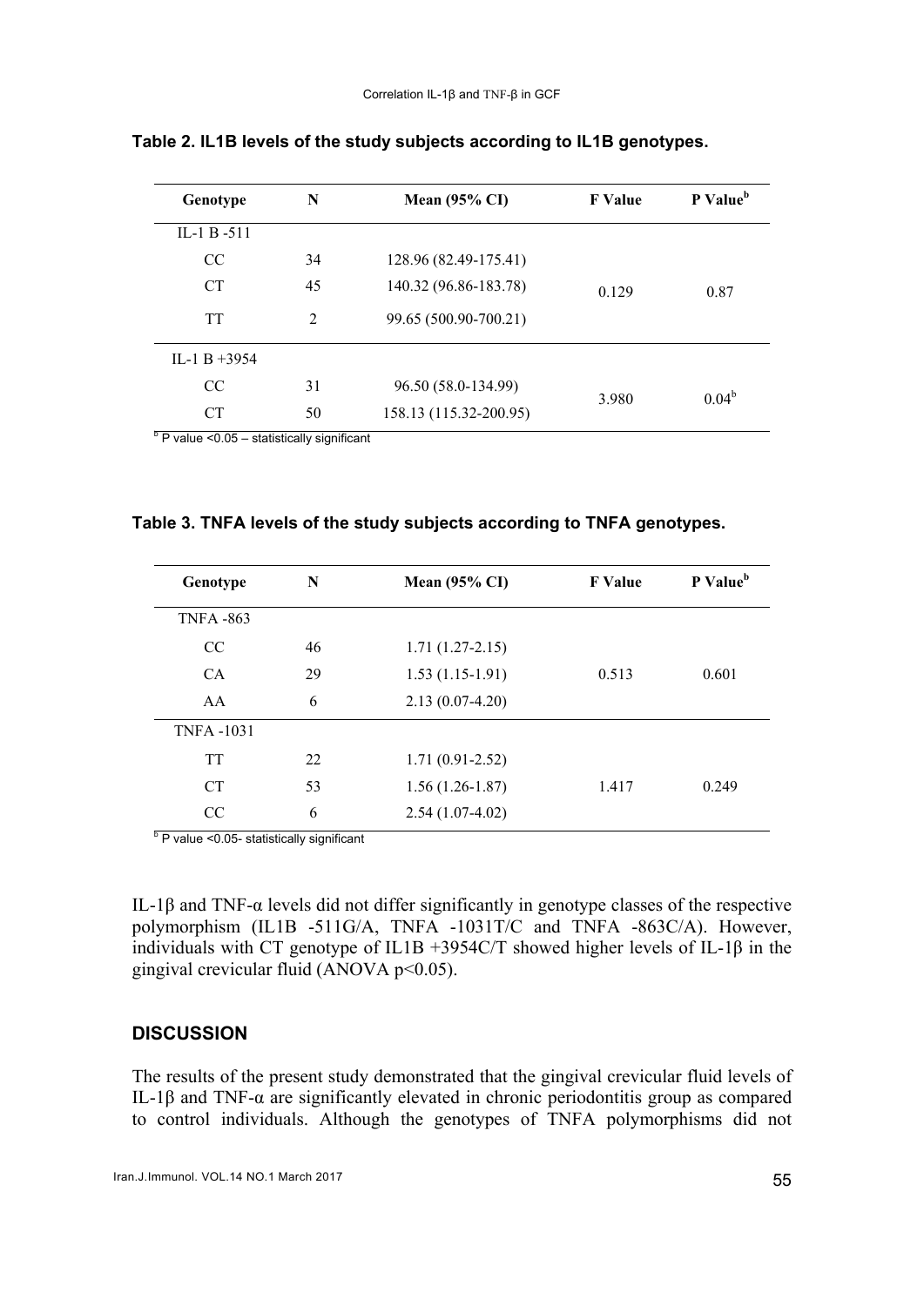**Table 2. IL1B levels of the study subjects according to IL1B genotypes.**

| Genotype | N | Mean (95% CI) | F Value | P Value[b] |
|---|---|---|---|---|
| IL-1 B -511 | | | | |
| CC | 34 | 128.96 (82.49-175.41) | | |
| CT | 45 | 140.32 (96.86-183.78) | 0.129 | 0.87 |
| TT | 2 | 99.65 (500.90-700.21) | | |
| IL-1 B +3954 | | | | |
| CC | 31 | 96.50 (58.0-134.99) | 3.980 | 0.04[b] |
| CT | 50 | 158.13 (115.32-200.95) | | |

[b] P value <0.05 – statistically significant

**Table 3. TNFA levels of the study subjects according to TNFA genotypes.**

| Genotype | N | Mean (95% CI) | F Value | P Value[b] |
|---|---|---|---|---|
| TNFA -863 | | | | |
| CC | 46 | 1.71 (1.27-2.15) | | |
| CA | 29 | 1.53 (1.15-1.91) | 0.513 | 0.601 |
| AA | 6 | 2.13 (0.07-4.20) | | |
| TNFA -1031 | | | | |
| TT | 22 | 1.71 (0.91-2.52) | | |
| CT | 53 | 1.56 (1.26-1.87) | 1.417 | 0.249 |
| CC | 6 | 2.54 (1.07-4.02) | | |

[b] P value <0.05- statistically significant

IL-1β and TNF-α levels did not differ significantly in genotype classes of the respective polymorphism (IL1B -511G/A, TNFA -1031T/C and TNFA -863C/A). However, individuals with CT genotype of IL1B +3954C/T showed higher levels of IL-1β in the gingival crevicular fluid (ANOVA $p<0.05$).

## DISCUSSION

The results of the present study demonstrated that the gingival crevicular fluid levels of IL-1β and TNF-α are significantly elevated in chronic periodontitis group as compared to control individuals. Although the genotypes of TNFA polymorphisms did not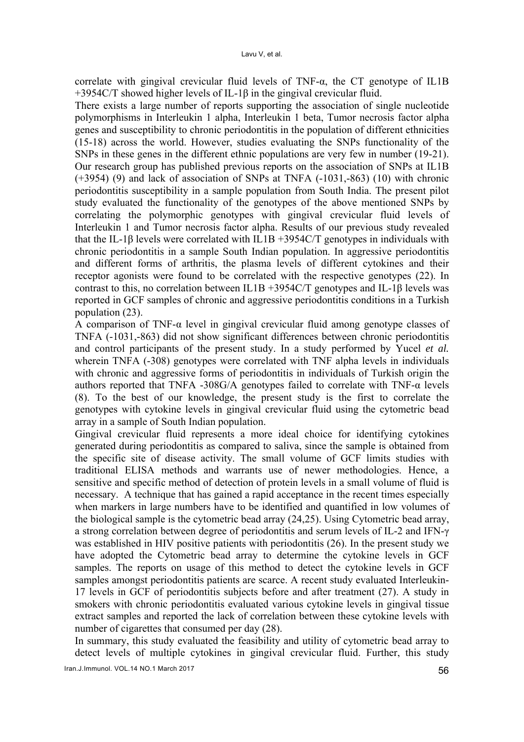correlate with gingival crevicular fluid levels of TNF-α, the CT genotype of IL1B +3954C/T showed higher levels of IL-1β in the gingival crevicular fluid.

There exists a large number of reports supporting the association of single nucleotide polymorphisms in Interleukin 1 alpha, Interleukin 1 beta, Tumor necrosis factor alpha genes and susceptibility to chronic periodontitis in the population of different ethnicities (15-18) across the world. However, studies evaluating the SNPs functionality of the SNPs in these genes in the different ethnic populations are very few in number (19-21). Our research group has published previous reports on the association of SNPs at IL1B (+3954) (9) and lack of association of SNPs at TNFA (-1031,-863) (10) with chronic periodontitis susceptibility in a sample population from South India. The present pilot study evaluated the functionality of the genotypes of the above mentioned SNPs by correlating the polymorphic genotypes with gingival crevicular fluid levels of Interleukin 1 and Tumor necrosis factor alpha. Results of our previous study revealed that the IL-1β levels were correlated with IL1B +3954C/T genotypes in individuals with chronic periodontitis in a sample South Indian population. In aggressive periodontitis and different forms of arthritis, the plasma levels of different cytokines and their receptor agonists were found to be correlated with the respective genotypes (22). In contrast to this, no correlation between IL1B +3954C/T genotypes and IL-1β levels was reported in GCF samples of chronic and aggressive periodontitis conditions in a Turkish population (23).

A comparison of TNF-α level in gingival crevicular fluid among genotype classes of TNFA (-1031,-863) did not show significant differences between chronic periodontitis and control participants of the present study. In a study performed by Yucel *et al.* wherein TNFA (-308) genotypes were correlated with TNF alpha levels in individuals with chronic and aggressive forms of periodontitis in individuals of Turkish origin the authors reported that TNFA -308G/A genotypes failed to correlate with TNF-α levels (8). To the best of our knowledge, the present study is the first to correlate the genotypes with cytokine levels in gingival crevicular fluid using the cytometric bead array in a sample of South Indian population.

Gingival crevicular fluid represents a more ideal choice for identifying cytokines generated during periodontitis as compared to saliva, since the sample is obtained from the specific site of disease activity. The small volume of GCF limits studies with traditional ELISA methods and warrants use of newer methodologies. Hence, a sensitive and specific method of detection of protein levels in a small volume of fluid is necessary. A technique that has gained a rapid acceptance in the recent times especially when markers in large numbers have to be identified and quantified in low volumes of the biological sample is the cytometric bead array (24,25). Using Cytometric bead array, a strong correlation between degree of periodontitis and serum levels of IL-2 and IFN-γ was established in HIV positive patients with periodontitis (26). In the present study we have adopted the Cytometric bead array to determine the cytokine levels in GCF samples. The reports on usage of this method to detect the cytokine levels in GCF samples amongst periodontitis patients are scarce. A recent study evaluated Interleukin-17 levels in GCF of periodontitis subjects before and after treatment (27). A study in smokers with chronic periodontitis evaluated various cytokine levels in gingival tissue extract samples and reported the lack of correlation between these cytokine levels with number of cigarettes that consumed per day (28).

In summary, this study evaluated the feasibility and utility of cytometric bead array to detect levels of multiple cytokines in gingival crevicular fluid. Further, this study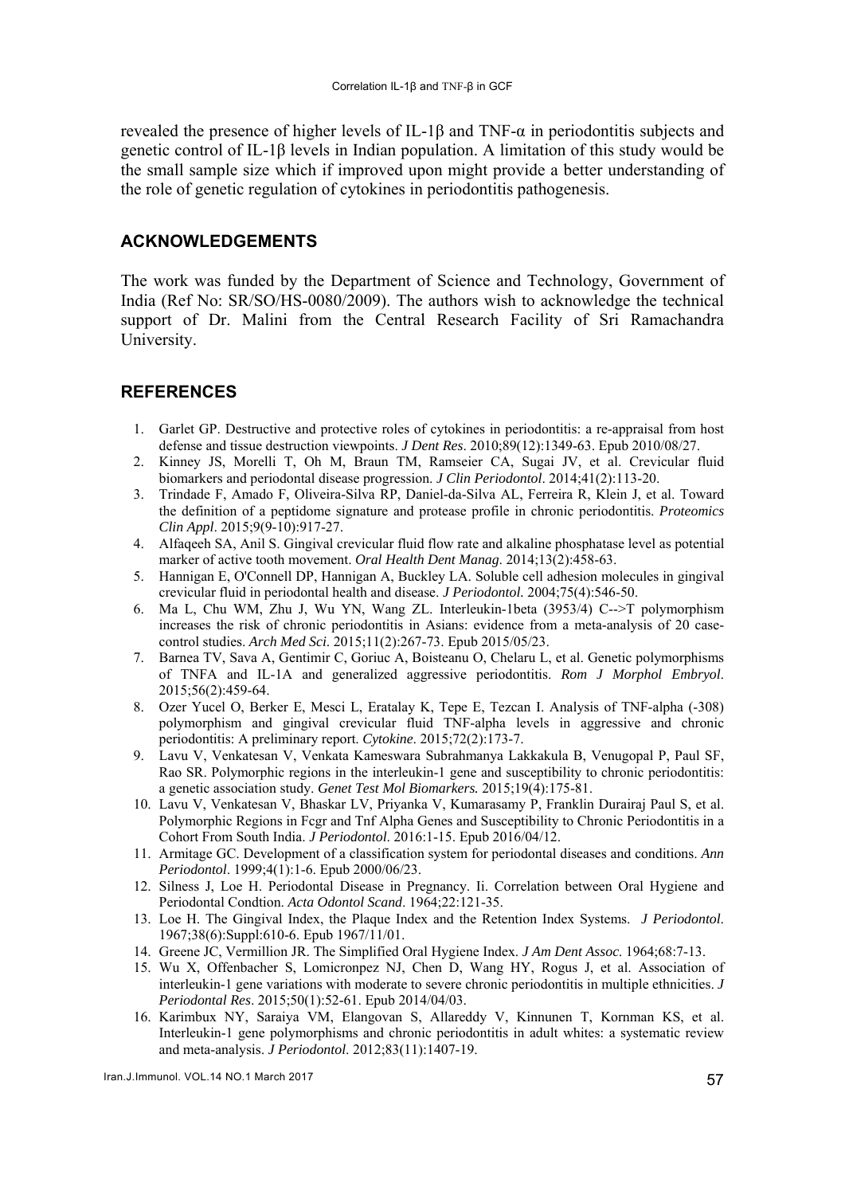revealed the presence of higher levels of IL-1β and TNF-α in periodontitis subjects and genetic control of IL-1β levels in Indian population. A limitation of this study would be the small sample size which if improved upon might provide a better understanding of the role of genetic regulation of cytokines in periodontitis pathogenesis.

## ACKNOWLEDGEMENTS

The work was funded by the Department of Science and Technology, Government of India (Ref No: SR/SO/HS-0080/2009). The authors wish to acknowledge the technical support of Dr. Malini from the Central Research Facility of Sri Ramachandra University.

## REFERENCES

1. Garlet GP. Destructive and protective roles of cytokines in periodontitis: a re-appraisal from host defense and tissue destruction viewpoints. *J Dent Res*. 2010;89(12):1349-63. Epub 2010/08/27.
2. Kinney JS, Morelli T, Oh M, Braun TM, Ramseier CA, Sugai JV, et al. Crevicular fluid biomarkers and periodontal disease progression. *J Clin Periodontol*. 2014;41(2):113-20.
3. Trindade F, Amado F, Oliveira-Silva RP, Daniel-da-Silva AL, Ferreira R, Klein J, et al. Toward the definition of a peptidome signature and protease profile in chronic periodontitis. *Proteomics Clin Appl*. 2015;9(9-10):917-27.
4. Alfaqeeh SA, Anil S. Gingival crevicular fluid flow rate and alkaline phosphatase level as potential marker of active tooth movement. *Oral Health Dent Manag*. 2014;13(2):458-63.
5. Hannigan E, O'Connell DP, Hannigan A, Buckley LA. Soluble cell adhesion molecules in gingival crevicular fluid in periodontal health and disease. *J Periodontol.* 2004;75(4):546-50.
6. Ma L, Chu WM, Zhu J, Wu YN, Wang ZL. Interleukin-1beta (3953/4) C-->T polymorphism increases the risk of chronic periodontitis in Asians: evidence from a meta-analysis of 20 case-control studies. *Arch Med Sci.* 2015;11(2):267-73. Epub 2015/05/23.
7. Barnea TV, Sava A, Gentimir C, Goriuc A, Boisteanu O, Chelaru L, et al. Genetic polymorphisms of TNFA and IL-1A and generalized aggressive periodontitis. *Rom J Morphol Embryol*. 2015;56(2):459-64.
8. Ozer Yucel O, Berker E, Mesci L, Eratalay K, Tepe E, Tezcan I. Analysis of TNF-alpha (-308) polymorphism and gingival crevicular fluid TNF-alpha levels in aggressive and chronic periodontitis: A preliminary report. *Cytokine*. 2015;72(2):173-7.
9. Lavu V, Venkatesan V, Venkata Kameswara Subrahmanya Lakkakula B, Venugopal P, Paul SF, Rao SR. Polymorphic regions in the interleukin-1 gene and susceptibility to chronic periodontitis: a genetic association study. *Genet Test Mol Biomarkers.* 2015;19(4):175-81.
10. Lavu V, Venkatesan V, Bhaskar LV, Priyanka V, Kumarasamy P, Franklin Durairaj Paul S, et al. Polymorphic Regions in Fcgr and Tnf Alpha Genes and Susceptibility to Chronic Periodontitis in a Cohort From South India. *J Periodontol*. 2016:1-15. Epub 2016/04/12.
11. Armitage GC. Development of a classification system for periodontal diseases and conditions. *Ann Periodontol*. 1999;4(1):1-6. Epub 2000/06/23.
12. Silness J, Loe H. Periodontal Disease in Pregnancy. Ii. Correlation between Oral Hygiene and Periodontal Condtion. *Acta Odontol Scand*. 1964;22:121-35.
13. Loe H. The Gingival Index, the Plaque Index and the Retention Index Systems. *J Periodontol*. 1967;38(6):Suppl:610-6. Epub 1967/11/01.
14. Greene JC, Vermillion JR. The Simplified Oral Hygiene Index. *J Am Dent Assoc*. 1964;68:7-13.
15. Wu X, Offenbacher S, Lomicronpez NJ, Chen D, Wang HY, Rogus J, et al. Association of interleukin-1 gene variations with moderate to severe chronic periodontitis in multiple ethnicities. *J Periodontal Res*. 2015;50(1):52-61. Epub 2014/04/03.
16. Karimbux NY, Saraiya VM, Elangovan S, Allareddy V, Kinnunen T, Kornman KS, et al. Interleukin-1 gene polymorphisms and chronic periodontitis in adult whites: a systematic review and meta-analysis. *J Periodontol*. 2012;83(11):1407-19.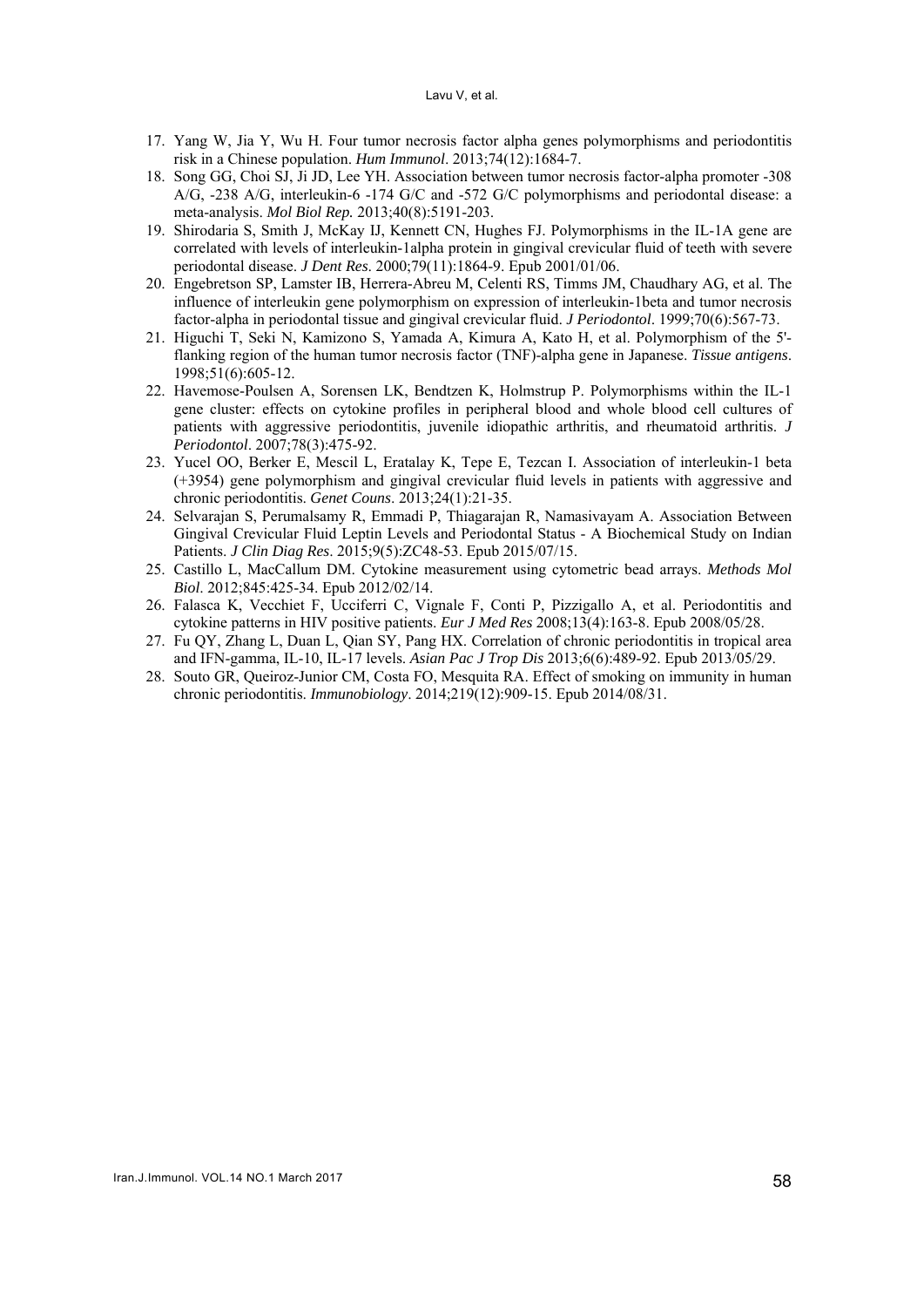17. Yang W, Jia Y, Wu H. Four tumor necrosis factor alpha genes polymorphisms and periodontitis risk in a Chinese population. *Hum Immunol*. 2013;74(12):1684-7.
18. Song GG, Choi SJ, Ji JD, Lee YH. Association between tumor necrosis factor-alpha promoter -308 A/G, -238 A/G, interleukin-6 -174 G/C and -572 G/C polymorphisms and periodontal disease: a meta-analysis. *Mol Biol Rep.* 2013;40(8):5191-203.
19. Shirodaria S, Smith J, McKay IJ, Kennett CN, Hughes FJ. Polymorphisms in the IL-1A gene are correlated with levels of interleukin-1alpha protein in gingival crevicular fluid of teeth with severe periodontal disease. *J Dent Res*. 2000;79(11):1864-9. Epub 2001/01/06.
20. Engebretson SP, Lamster IB, Herrera-Abreu M, Celenti RS, Timms JM, Chaudhary AG, et al. The influence of interleukin gene polymorphism on expression of interleukin-1beta and tumor necrosis factor-alpha in periodontal tissue and gingival crevicular fluid. *J Periodontol*. 1999;70(6):567-73.
21. Higuchi T, Seki N, Kamizono S, Yamada A, Kimura A, Kato H, et al. Polymorphism of the 5'-flanking region of the human tumor necrosis factor (TNF)-alpha gene in Japanese. *Tissue antigens*. 1998;51(6):605-12.
22. Havemose-Poulsen A, Sorensen LK, Bendtzen K, Holmstrup P. Polymorphisms within the IL-1 gene cluster: effects on cytokine profiles in peripheral blood and whole blood cell cultures of patients with aggressive periodontitis, juvenile idiopathic arthritis, and rheumatoid arthritis. *J Periodontol*. 2007;78(3):475-92.
23. Yucel OO, Berker E, Mescil L, Eratalay K, Tepe E, Tezcan I. Association of interleukin-1 beta (+3954) gene polymorphism and gingival crevicular fluid levels in patients with aggressive and chronic periodontitis. *Genet Couns*. 2013;24(1):21-35.
24. Selvarajan S, Perumalsamy R, Emmadi P, Thiagarajan R, Namasivayam A. Association Between Gingival Crevicular Fluid Leptin Levels and Periodontal Status - A Biochemical Study on Indian Patients. *J Clin Diag Res*. 2015;9(5):ZC48-53. Epub 2015/07/15.
25. Castillo L, MacCallum DM. Cytokine measurement using cytometric bead arrays. *Methods Mol Biol*. 2012;845:425-34. Epub 2012/02/14.
26. Falasca K, Vecchiet F, Ucciferri C, Vignale F, Conti P, Pizzigallo A, et al. Periodontitis and cytokine patterns in HIV positive patients. *Eur J Med Res* 2008;13(4):163-8. Epub 2008/05/28.
27. Fu QY, Zhang L, Duan L, Qian SY, Pang HX. Correlation of chronic periodontitis in tropical area and IFN-gamma, IL-10, IL-17 levels. *Asian Pac J Trop Dis* 2013;6(6):489-92. Epub 2013/05/29.
28. Souto GR, Queiroz-Junior CM, Costa FO, Mesquita RA. Effect of smoking on immunity in human chronic periodontitis. *Immunobiology*. 2014;219(12):909-15. Epub 2014/08/31.